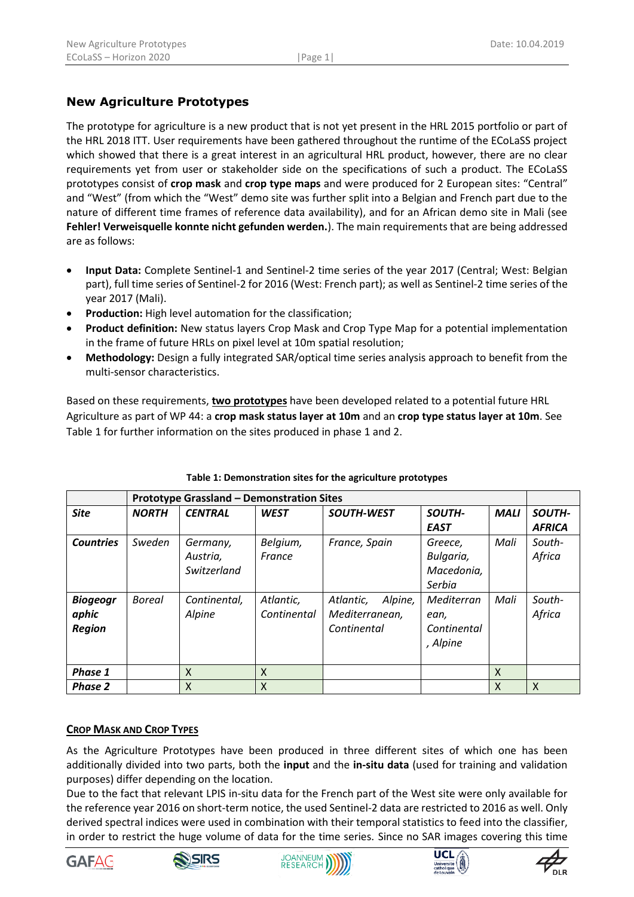## New Agriculture Prototypes

The prototype for agriculture is a new product that is not yet present in the HRL 2015 portfolio or part of the HRL 2018 ITT. User requirements have been gathered throughout the runtime of the ECoLaSS project which showed that there is a great interest in an agricultural HRL product, however, there are no clear requirements yet from user or stakeholder side on the specifications of such a product. The ECoLaSS prototypes consist of **crop mask** and **crop type maps** and were produced for 2 European sites: "Central" and "West" (from which the "West" demo site was further split into a Belgian and French part due to the nature of different time frames of reference data availability), and for an African demo site in Mali (see **Fehler! Verweisquelle konnte nicht gefunden werden.**). The main requirements that are being addressed are as follows:

- **Input Data:** Complete Sentinel-1 and Sentinel-2 time series of the year 2017 (Central; West: Belgian part), full time series of Sentinel-2 for 2016 (West: French part); as well as Sentinel-2 time series of the year 2017 (Mali).
- **Production:** High level automation for the classification;
- **Product definition:** New status layers Crop Mask and Crop Type Map for a potential implementation in the frame of future HRLs on pixel level at 10m spatial resolution;
- **Methodology:** Design a fully integrated SAR/optical time series analysis approach to benefit from the multi-sensor characteristics.

Based on these requirements, **two prototypes** have been developed related to a potential future HRL Agriculture as part of WP 44: a **crop mask status layer at 10m** and an **crop type status layer at 10m**. See Table 1 for further information on the sites produced in phase 1 and 2.

**Table 1: Demonstration sites for the agriculture prototypes**

| | **Prototype Grassland – Demonstration Sites** | | | | | | |
|---|---|---|---|---|---|---|---|
| ***Site*** | ***NORTH*** | ***CENTRAL*** | ***WEST*** | ***SOUTH-WEST*** | ***SOUTH-EAST*** | ***MALI*** | ***SOUTH-AFRICA*** |
| ***Countries*** | *Sweden* | *Germany, Austria, Switzerland* | *Belgium, France* | *France, Spain* | *Greece, Bulgaria, Macedonia, Serbia* | *Mali* | *South-Africa* |
| ***Biogeographic Region*** | *Boreal* | *Continental, Alpine* | *Atlantic, Continental* | *Atlantic, Alpine, Mediterranean, Continental* | *Mediterranean, Continental, Alpine* | *Mali* | *South-Africa* |
| ***Phase 1*** | | X | X | | | X | |
| ***Phase 2*** | | X | X | | | X | X |

### Crop Mask and Crop Types

As the Agriculture Prototypes have been produced in three different sites of which one has been additionally divided into two parts, both the **input** and the **in-situ data** (used for training and validation purposes) differ depending on the location.

Due to the fact that relevant LPIS in-situ data for the French part of the West site were only available for the reference year 2016 on short-term notice, the used Sentinel-2 data are restricted to 2016 as well. Only derived spectral indices were used in combination with their temporal statistics to feed into the classifier, in order to restrict the huge volume of data for the time series. Since no SAR images covering this time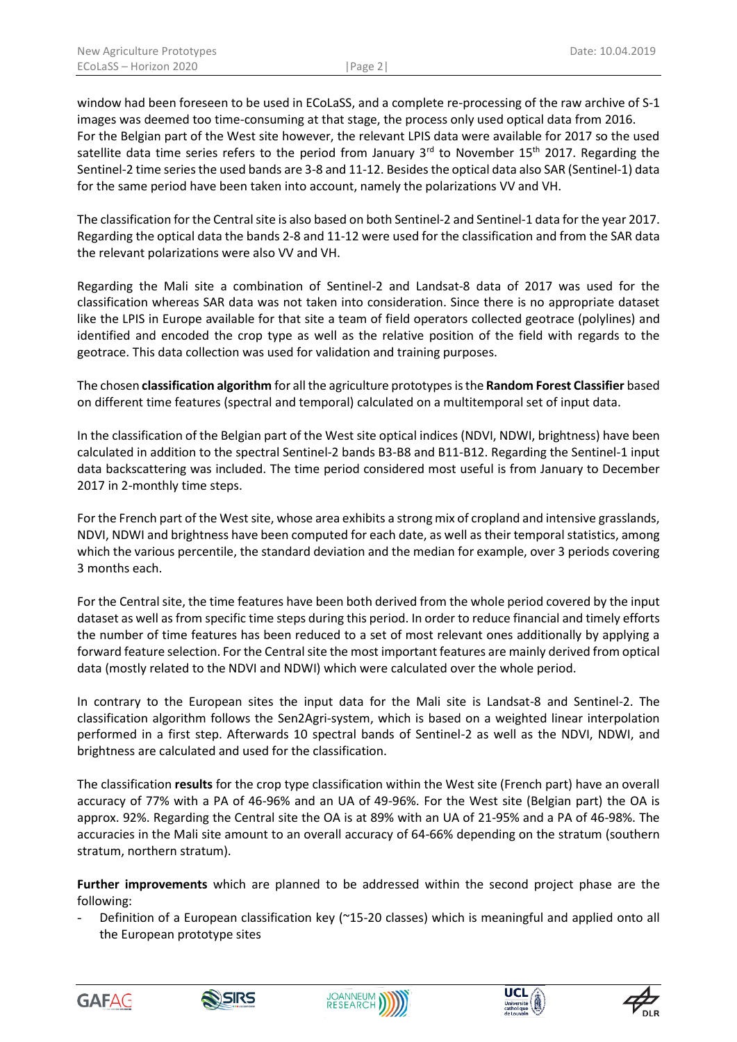window had been foreseen to be used in ECoLaSS, and a complete re-processing of the raw archive of S-1 images was deemed too time-consuming at that stage, the process only used optical data from 2016. For the Belgian part of the West site however, the relevant LPIS data were available for 2017 so the used satellite data time series refers to the period from January 3rd to November 15th 2017. Regarding the Sentinel-2 time series the used bands are 3-8 and 11-12. Besides the optical data also SAR (Sentinel-1) data for the same period have been taken into account, namely the polarizations VV and VH.

The classification for the Central site is also based on both Sentinel-2 and Sentinel-1 data for the year 2017. Regarding the optical data the bands 2-8 and 11-12 were used for the classification and from the SAR data the relevant polarizations were also VV and VH.

Regarding the Mali site a combination of Sentinel-2 and Landsat-8 data of 2017 was used for the classification whereas SAR data was not taken into consideration. Since there is no appropriate dataset like the LPIS in Europe available for that site a team of field operators collected geotrace (polylines) and identified and encoded the crop type as well as the relative position of the field with regards to the geotrace. This data collection was used for validation and training purposes.

The chosen **classification algorithm** for all the agriculture prototypes is the **Random Forest Classifier** based on different time features (spectral and temporal) calculated on a multitemporal set of input data.

In the classification of the Belgian part of the West site optical indices (NDVI, NDWI, brightness) have been calculated in addition to the spectral Sentinel-2 bands B3-B8 and B11-B12. Regarding the Sentinel-1 input data backscattering was included. The time period considered most useful is from January to December 2017 in 2-monthly time steps.

For the French part of the West site, whose area exhibits a strong mix of cropland and intensive grasslands, NDVI, NDWI and brightness have been computed for each date, as well as their temporal statistics, among which the various percentile, the standard deviation and the median for example, over 3 periods covering 3 months each.

For the Central site, the time features have been both derived from the whole period covered by the input dataset as well as from specific time steps during this period. In order to reduce financial and timely efforts the number of time features has been reduced to a set of most relevant ones additionally by applying a forward feature selection. For the Central site the most important features are mainly derived from optical data (mostly related to the NDVI and NDWI) which were calculated over the whole period.

In contrary to the European sites the input data for the Mali site is Landsat-8 and Sentinel-2. The classification algorithm follows the Sen2Agri-system, which is based on a weighted linear interpolation performed in a first step. Afterwards 10 spectral bands of Sentinel-2 as well as the NDVI, NDWI, and brightness are calculated and used for the classification.

The classification **results** for the crop type classification within the West site (French part) have an overall accuracy of 77% with a PA of 46-96% and an UA of 49-96%. For the West site (Belgian part) the OA is approx. 92%. Regarding the Central site the OA is at 89% with an UA of 21-95% and a PA of 46-98%. The accuracies in the Mali site amount to an overall accuracy of 64-66% depending on the stratum (southern stratum, northern stratum).

**Further improvements** which are planned to be addressed within the second project phase are the following:

- Definition of a European classification key (~15-20 classes) which is meaningful and applied onto all the European prototype sites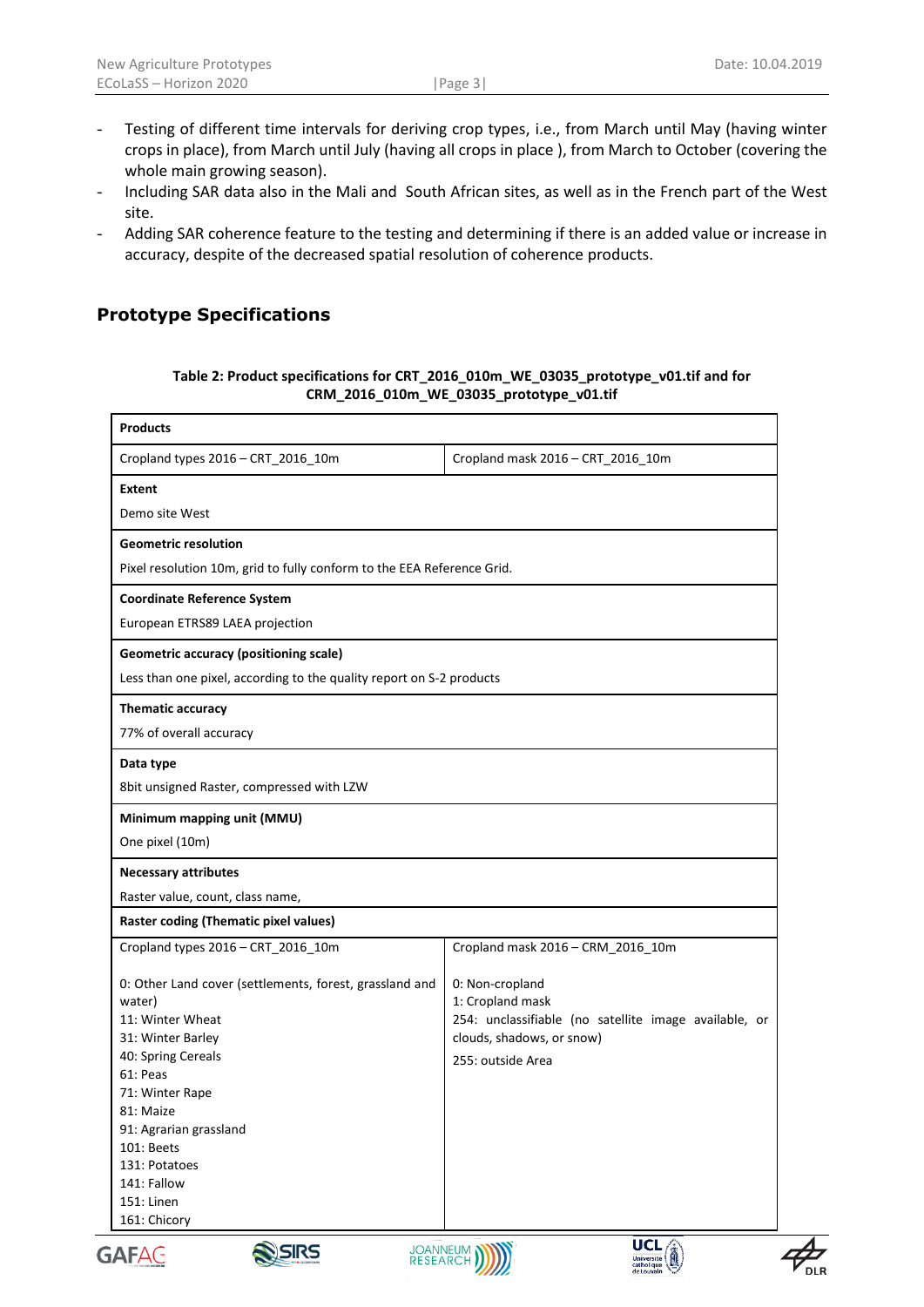- Testing of different time intervals for deriving crop types, i.e., from March until May (having winter crops in place), from March until July (having all crops in place ), from March to October (covering the whole main growing season).
- Including SAR data also in the Mali and South African sites, as well as in the French part of the West site.
- Adding SAR coherence feature to the testing and determining if there is an added value or increase in accuracy, despite of the decreased spatial resolution of coherence products.

## Prototype Specifications

**Table 2: Product specifications for CRT_2016_010m_WE_03035_prototype_v01.tif and for CRM_2016_010m_WE_03035_prototype_v01.tif**

| **Products** | |
|---|---|
| Cropland types 2016 – CRT_2016_10m | Cropland mask 2016 – CRT_2016_10m |
| **Extent** | |
| Demo site West | |
| **Geometric resolution** | |
| Pixel resolution 10m, grid to fully conform to the EEA Reference Grid. | |
| **Coordinate Reference System** | |
| European ETRS89 LAEA projection | |
| **Geometric accuracy (positioning scale)** | |
| Less than one pixel, according to the quality report on S-2 products | |
| **Thematic accuracy** | |
| 77% of overall accuracy | |
| **Data type** | |
| 8bit unsigned Raster, compressed with LZW | |
| **Minimum mapping unit (MMU)** | |
| One pixel (10m) | |
| **Necessary attributes** | |
| Raster value, count, class name, | |
| **Raster coding (Thematic pixel values)** | |
| Cropland types 2016 – CRT_2016_10m | Cropland mask 2016 – CRM_2016_10m |
| 0: Other Land cover (settlements, forest, grassland and water)<br>11: Winter Wheat<br>31: Winter Barley<br>40: Spring Cereals<br>61: Peas<br>71: Winter Rape<br>81: Maize<br>91: Agrarian grassland<br>101: Beets<br>131: Potatoes<br>141: Fallow<br>151: Linen<br>161: Chicory | 0: Non-cropland<br>1: Cropland mask<br>254: unclassifiable (no satellite image available, or clouds, shadows, or snow)<br>255: outside Area |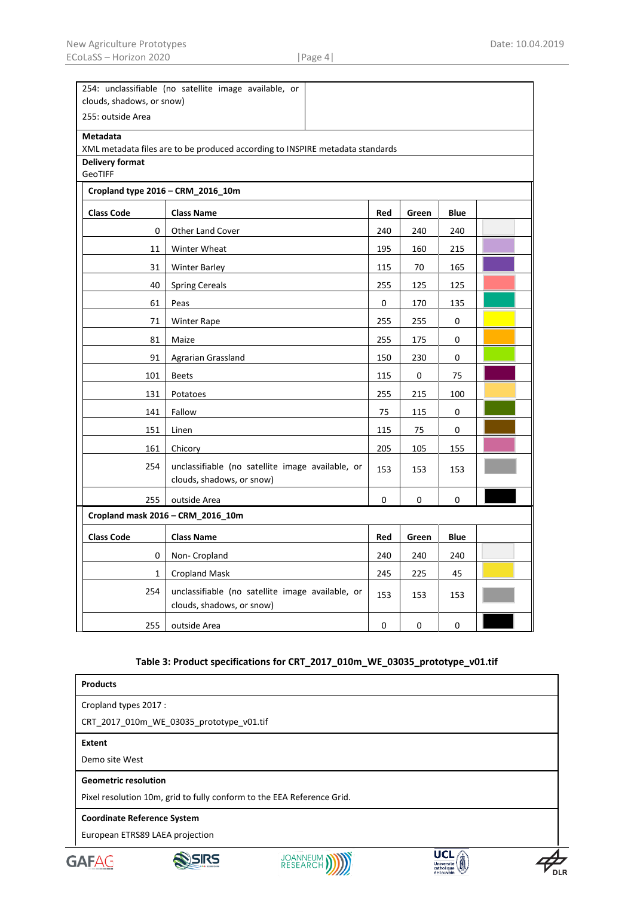| | |
|---|---|
| 254: unclassifiable (no satellite image available, or clouds, shadows, or snow)<br>255: outside Area | |

**Metadata**

XML metadata files are to be produced according to INSPIRE metadata standards

**Delivery format**

GeoTIFF

**Cropland type 2016 – CRM_2016_10m**

| Class Code | Class Name | Red | Green | Blue | |
|---|---|---|---|---|---|
| 0 | Other Land Cover | 240 | 240 | 240 | |
| 11 | Winter Wheat | 195 | 160 | 215 | |
| 31 | Winter Barley | 115 | 70 | 165 | |
| 40 | Spring Cereals | 255 | 125 | 125 | |
| 61 | Peas | 0 | 170 | 135 | |
| 71 | Winter Rape | 255 | 255 | 0 | |
| 81 | Maize | 255 | 175 | 0 | |
| 91 | Agrarian Grassland | 150 | 230 | 0 | |
| 101 | Beets | 115 | 0 | 75 | |
| 131 | Potatoes | 255 | 215 | 100 | |
| 141 | Fallow | 75 | 115 | 0 | |
| 151 | Linen | 115 | 75 | 0 | |
| 161 | Chicory | 205 | 105 | 155 | |
| 254 | unclassifiable (no satellite image available, or clouds, shadows, or snow) | 153 | 153 | 153 | |
| 255 | outside Area | 0 | 0 | 0 | |

**Cropland mask 2016 – CRM_2016_10m**

| Class Code | Class Name | Red | Green | Blue | |
|---|---|---|---|---|---|
| 0 | Non- Cropland | 240 | 240 | 240 | |
| 1 | Cropland Mask | 245 | 225 | 45 | |
| 254 | unclassifiable (no satellite image available, or clouds, shadows, or snow) | 153 | 153 | 153 | |
| 255 | outside Area | 0 | 0 | 0 | |

**Table 3: Product specifications for CRT_2017_010m_WE_03035_prototype_v01.tif**

**Products**

Cropland types 2017 :

CRT_2017_010m_WE_03035_prototype_v01.tif

**Extent**

Demo site West

**Geometric resolution**

Pixel resolution 10m, grid to fully conform to the EEA Reference Grid.

**Coordinate Reference System**

European ETRS89 LAEA projection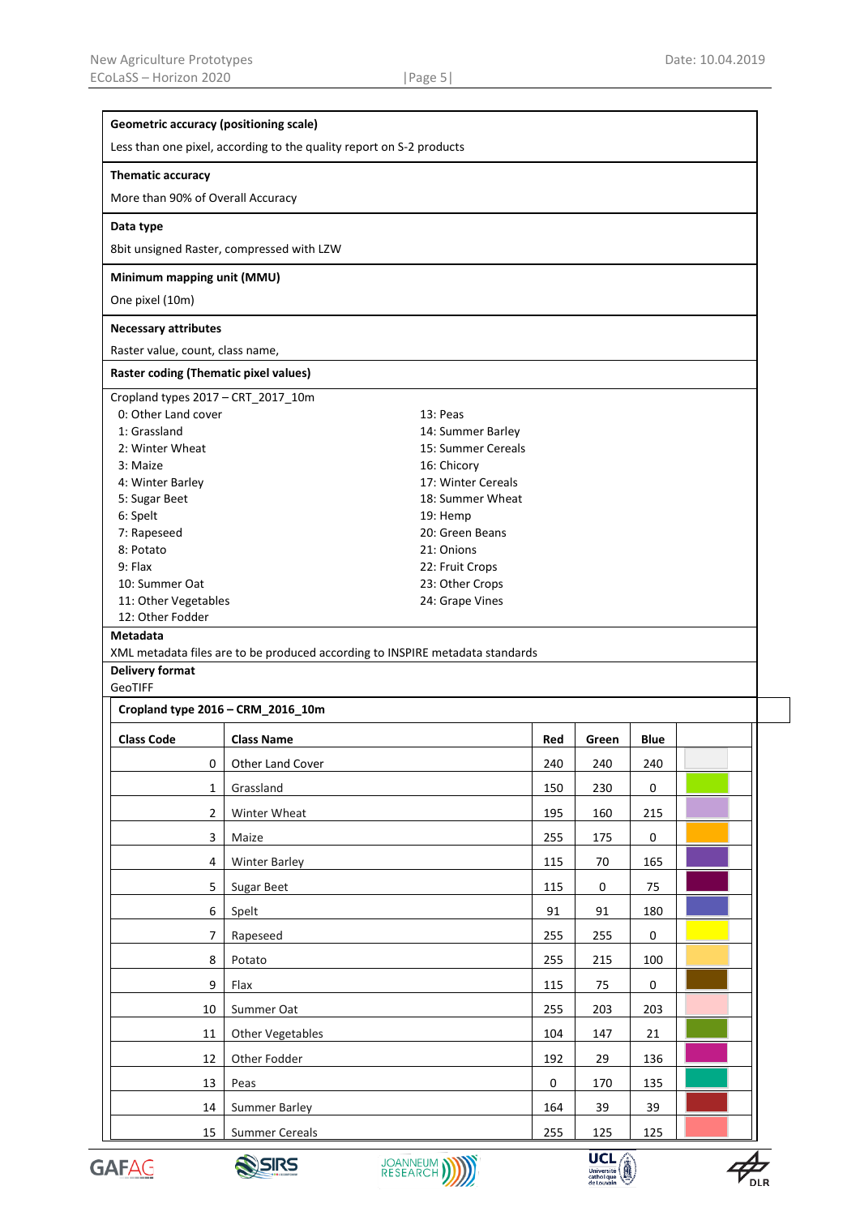**Geometric accuracy (positioning scale)**

Less than one pixel, according to the quality report on S-2 products

**Thematic accuracy**

More than 90% of Overall Accuracy

**Data type**

8bit unsigned Raster, compressed with LZW

**Minimum mapping unit (MMU)**

One pixel (10m)

**Necessary attributes**

Raster value, count, class name,

**Raster coding (Thematic pixel values)**

Cropland types 2017 – CRT_2017_10m

- 0: Other Land cover
- 1: Grassland
- 2: Winter Wheat
- 3: Maize
- 4: Winter Barley
- 5: Sugar Beet
- 6: Spelt
- 7: Rapeseed
- 8: Potato
- 9: Flax
- 10: Summer Oat
- 11: Other Vegetables
- 12: Other Fodder
- 13: Peas
- 14: Summer Barley
- 15: Summer Cereals
- 16: Chicory
- 17: Winter Cereals
- 18: Summer Wheat
- 19: Hemp
- 20: Green Beans
- 21: Onions
- 22: Fruit Crops
- 23: Other Crops
- 24: Grape Vines

**Metadata**

XML metadata files are to be produced according to INSPIRE metadata standards

**Delivery format**

GeoTIFF

**Cropland type 2016 – CRM_2016_10m**

| Class Code | Class Name | Red | Green | Blue | |
|---|---|---|---|---|---|
| 0 | Other Land Cover | 240 | 240 | 240 | |
| 1 | Grassland | 150 | 230 | 0 | |
| 2 | Winter Wheat | 195 | 160 | 215 | |
| 3 | Maize | 255 | 175 | 0 | |
| 4 | Winter Barley | 115 | 70 | 165 | |
| 5 | Sugar Beet | 115 | 0 | 75 | |
| 6 | Spelt | 91 | 91 | 180 | |
| 7 | Rapeseed | 255 | 255 | 0 | |
| 8 | Potato | 255 | 215 | 100 | |
| 9 | Flax | 115 | 75 | 0 | |
| 10 | Summer Oat | 255 | 203 | 203 | |
| 11 | Other Vegetables | 104 | 147 | 21 | |
| 12 | Other Fodder | 192 | 29 | 136 | |
| 13 | Peas | 0 | 170 | 135 | |
| 14 | Summer Barley | 164 | 39 | 39 | |
| 15 | Summer Cereals | 255 | 125 | 125 | |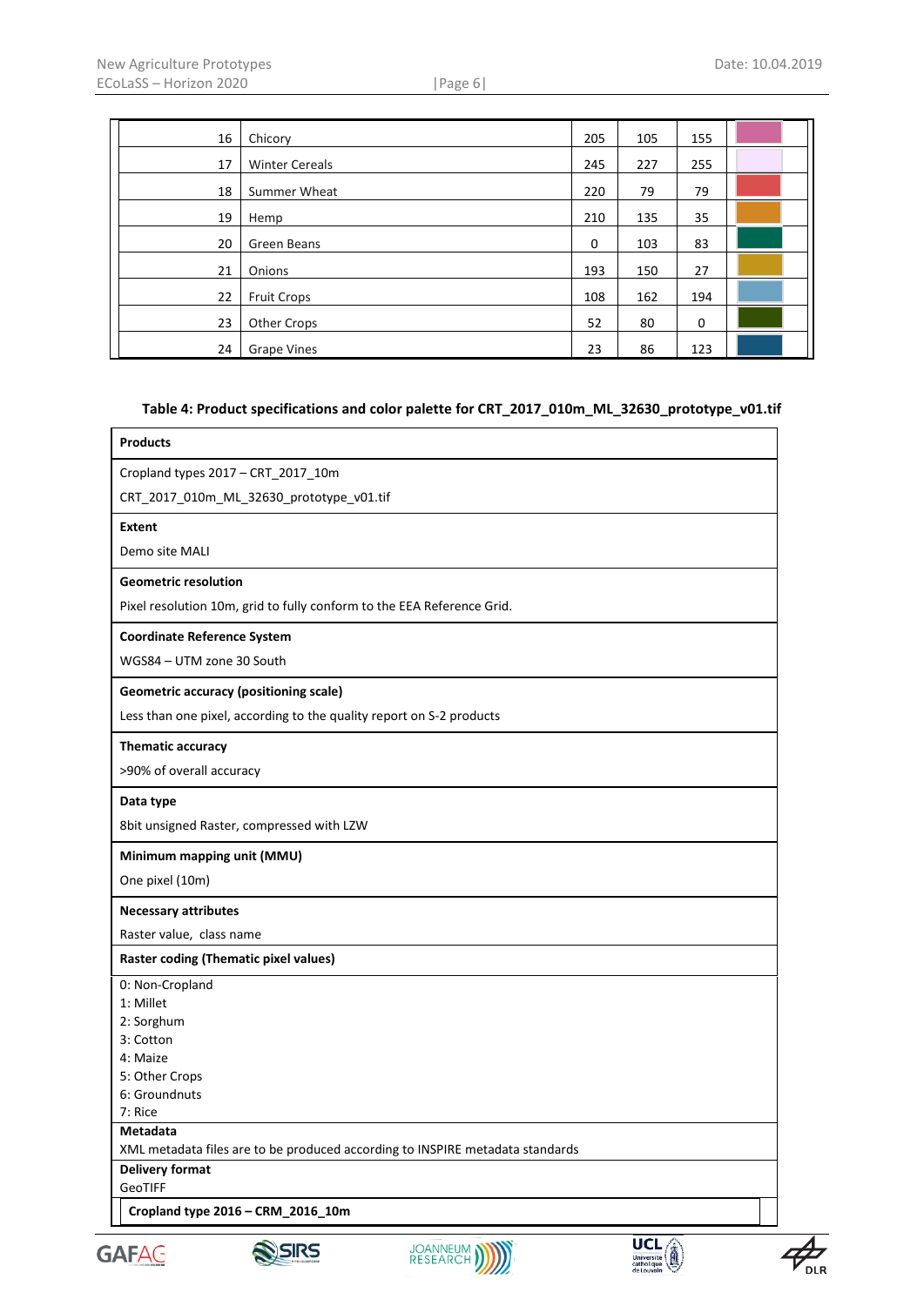| | | | | | |
|---|---|---|---|---|---|
| 16 | Chicory | 205 | 105 | 155 | |
| 17 | Winter Cereals | 245 | 227 | 255 | |
| 18 | Summer Wheat | 220 | 79 | 79 | |
| 19 | Hemp | 210 | 135 | 35 | |
| 20 | Green Beans | 0 | 103 | 83 | |
| 21 | Onions | 193 | 150 | 27 | |
| 22 | Fruit Crops | 108 | 162 | 194 | |
| 23 | Other Crops | 52 | 80 | 0 | |
| 24 | Grape Vines | 23 | 86 | 123 | |

**Table 4: Product specifications and color palette for CRT_2017_010m_ML_32630_prototype_v01.tif**

| **Products** |
|---|
| Cropland types 2017 – CRT_2017_10m<br>CRT_2017_010m_ML_32630_prototype_v01.tif |
| **Extent** |
| Demo site MALI |
| **Geometric resolution** |
| Pixel resolution 10m, grid to fully conform to the EEA Reference Grid. |
| **Coordinate Reference System** |
| WGS84 – UTM zone 30 South |
| **Geometric accuracy (positioning scale)** |
| Less than one pixel, according to the quality report on S-2 products |
| **Thematic accuracy** |
| >90% of overall accuracy |
| **Data type** |
| 8bit unsigned Raster, compressed with LZW |
| **Minimum mapping unit (MMU)** |
| One pixel (10m) |
| **Necessary attributes** |
| Raster value, class name |
| **Raster coding (Thematic pixel values)** |
| 0: Non-Cropland<br>1: Millet<br>2: Sorghum<br>3: Cotton<br>4: Maize<br>5: Other Crops<br>6: Groundnuts<br>7: Rice |
| **Metadata** |
| XML metadata files are to be produced according to INSPIRE metadata standards |
| **Delivery format** |
| GeoTIFF |
| **Cropland type 2016 – CRM_2016_10m** |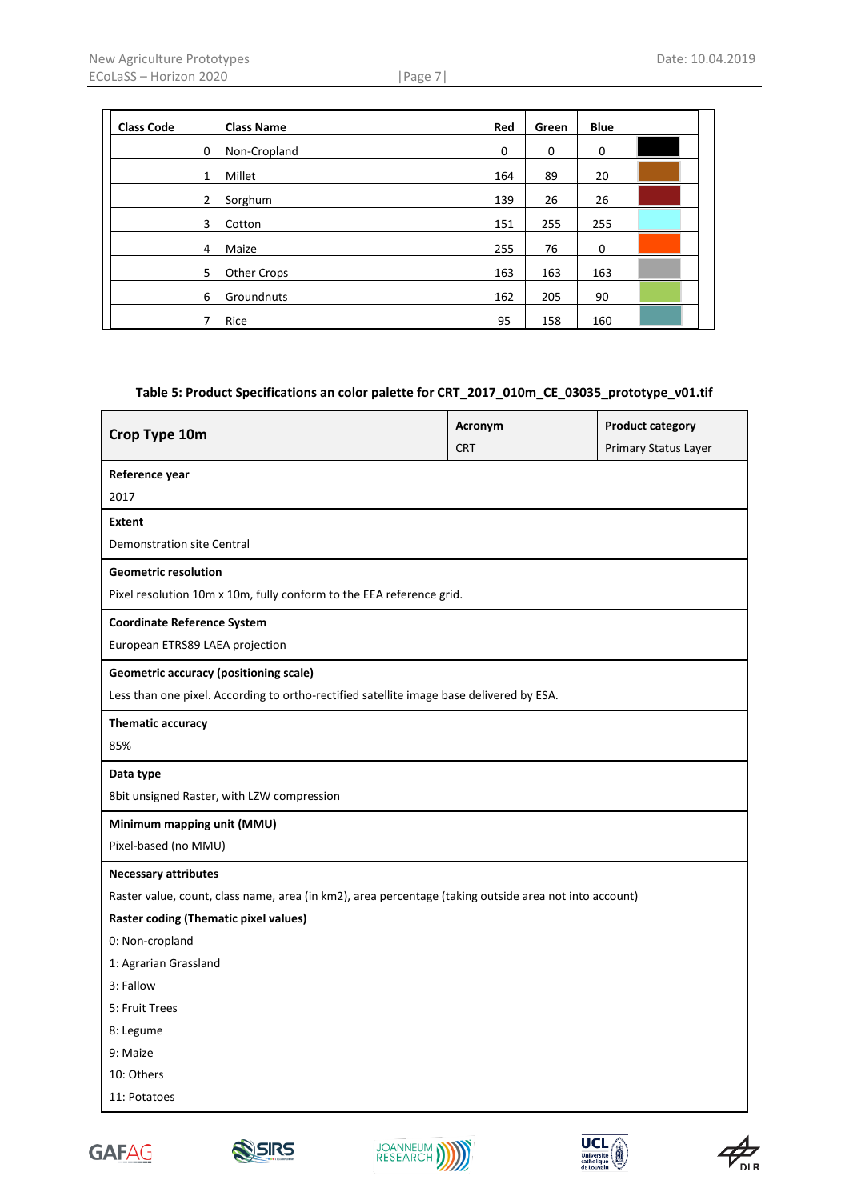| Class Code | Class Name | Red | Green | Blue | |
|---|---|---|---|---|---|
| 0 | Non-Cropland | 0 | 0 | 0 | |
| 1 | Millet | 164 | 89 | 20 | |
| 2 | Sorghum | 139 | 26 | 26 | |
| 3 | Cotton | 151 | 255 | 255 | |
| 4 | Maize | 255 | 76 | 0 | |
| 5 | Other Crops | 163 | 163 | 163 | |
| 6 | Groundnuts | 162 | 205 | 90 | |
| 7 | Rice | 95 | 158 | 160 | |

**Table 5: Product Specifications an color palette for CRT_2017_010m_CE_03035_prototype_v01.tif**

| **Crop Type 10m** | **Acronym**<br>CRT | **Product category**<br>Primary Status Layer |
|---|---|---|
| **Reference year**<br>2017 | | |
| **Extent**<br>Demonstration site Central | | |
| **Geometric resolution**<br>Pixel resolution 10m x 10m, fully conform to the EEA reference grid. | | |
| **Coordinate Reference System**<br>European ETRS89 LAEA projection | | |
| **Geometric accuracy (positioning scale)**<br>Less than one pixel. According to ortho-rectified satellite image base delivered by ESA. | | |
| **Thematic accuracy**<br>85% | | |
| **Data type**<br>8bit unsigned Raster, with LZW compression | | |
| **Minimum mapping unit (MMU)**<br>Pixel-based (no MMU) | | |
| **Necessary attributes**<br>Raster value, count, class name, area (in km2), area percentage (taking outside area not into account) | | |
| **Raster coding (Thematic pixel values)**<br>0: Non-cropland<br>1: Agrarian Grassland<br>3: Fallow<br>5: Fruit Trees<br>8: Legume<br>9: Maize<br>10: Others<br>11: Potatoes | | |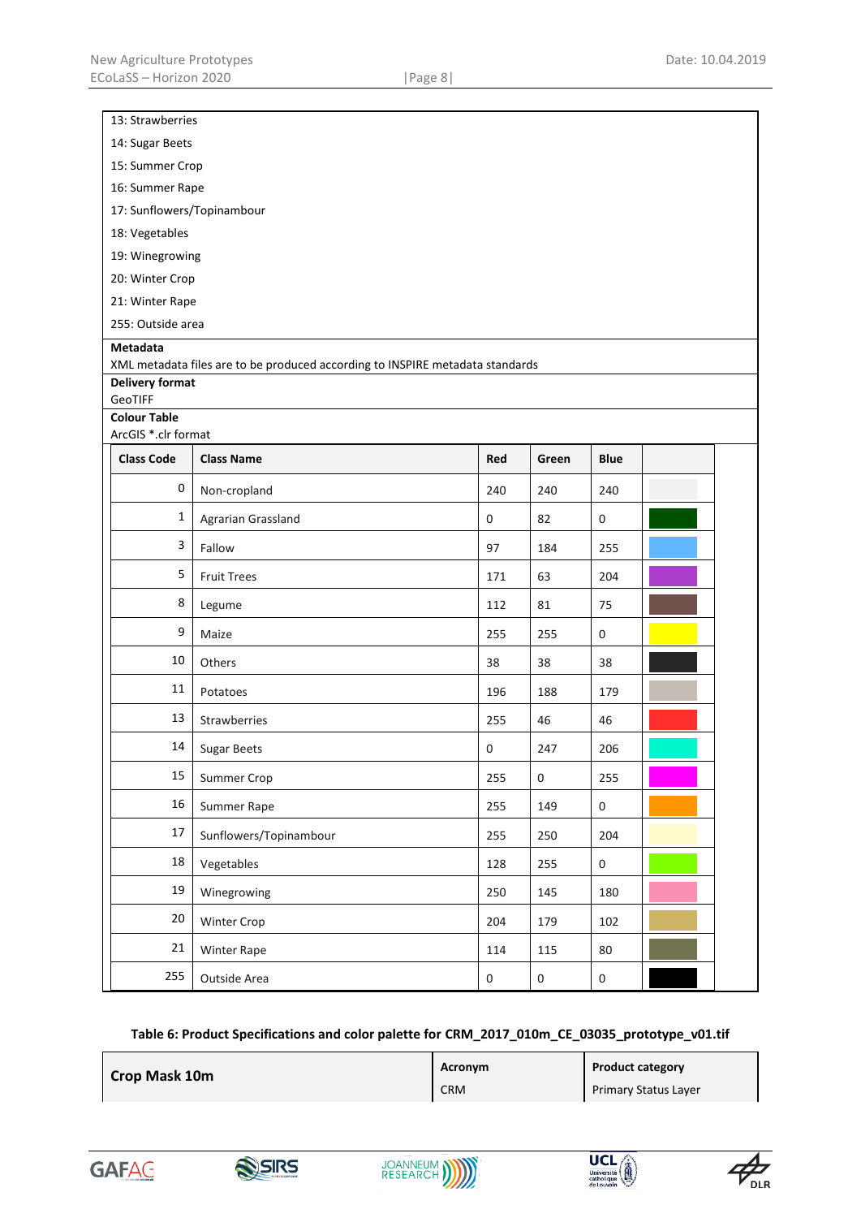13: Strawberries

14: Sugar Beets

15: Summer Crop

16: Summer Rape

17: Sunflowers/Topinambour

18: Vegetables

19: Winegrowing

20: Winter Crop

21: Winter Rape

255: Outside area

**Metadata**

XML metadata files are to be produced according to INSPIRE metadata standards

**Delivery format**

GeoTIFF

**Colour Table**

ArcGIS *.clr format

| Class Code | Class Name | Red | Green | Blue | |
|---|---|---|---|---|---|
| 0 | Non-cropland | 240 | 240 | 240 | |
| 1 | Agrarian Grassland | 0 | 82 | 0 | |
| 3 | Fallow | 97 | 184 | 255 | |
| 5 | Fruit Trees | 171 | 63 | 204 | |
| 8 | Legume | 112 | 81 | 75 | |
| 9 | Maize | 255 | 255 | 0 | |
| 10 | Others | 38 | 38 | 38 | |
| 11 | Potatoes | 196 | 188 | 179 | |
| 13 | Strawberries | 255 | 46 | 46 | |
| 14 | Sugar Beets | 0 | 247 | 206 | |
| 15 | Summer Crop | 255 | 0 | 255 | |
| 16 | Summer Rape | 255 | 149 | 0 | |
| 17 | Sunflowers/Topinambour | 255 | 250 | 204 | |
| 18 | Vegetables | 128 | 255 | 0 | |
| 19 | Winegrowing | 250 | 145 | 180 | |
| 20 | Winter Crop | 204 | 179 | 102 | |
| 21 | Winter Rape | 114 | 115 | 80 | |
| 255 | Outside Area | 0 | 0 | 0 | |

**Table 6: Product Specifications and color palette for CRM_2017_010m_CE_03035_prototype_v01.tif**

| Crop Mask 10m | Acronym | Product category |
|---|---|---|
| | CRM | Primary Status Layer |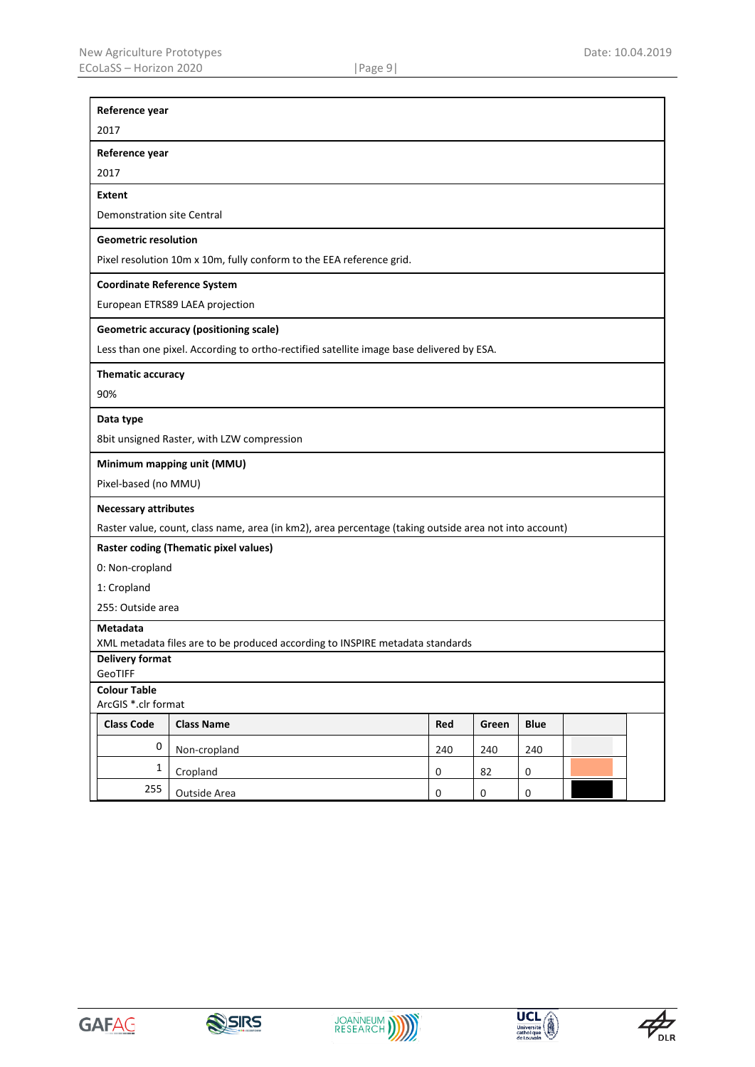**Reference year**

2017

**Reference year**

2017

**Extent**

Demonstration site Central

**Geometric resolution**

Pixel resolution 10m x 10m, fully conform to the EEA reference grid.

**Coordinate Reference System**

European ETRS89 LAEA projection

**Geometric accuracy (positioning scale)**

Less than one pixel. According to ortho-rectified satellite image base delivered by ESA.

**Thematic accuracy**

90%

**Data type**

8bit unsigned Raster, with LZW compression

**Minimum mapping unit (MMU)**

Pixel-based (no MMU)

**Necessary attributes**

Raster value, count, class name, area (in km2), area percentage (taking outside area not into account)

**Raster coding (Thematic pixel values)**

0: Non-cropland

1: Cropland

255: Outside area

**Metadata**

XML metadata files are to be produced according to INSPIRE metadata standards

**Delivery format**

GeoTIFF

**Colour Table**

ArcGIS *.clr format

| Class Code | Class Name | Red | Green | Blue | |
|---|---|---|---|---|---|
| 0 | Non-cropland | 240 | 240 | 240 | |
| 1 | Cropland | 0 | 82 | 0 | |
| 255 | Outside Area | 0 | 0 | 0 | |